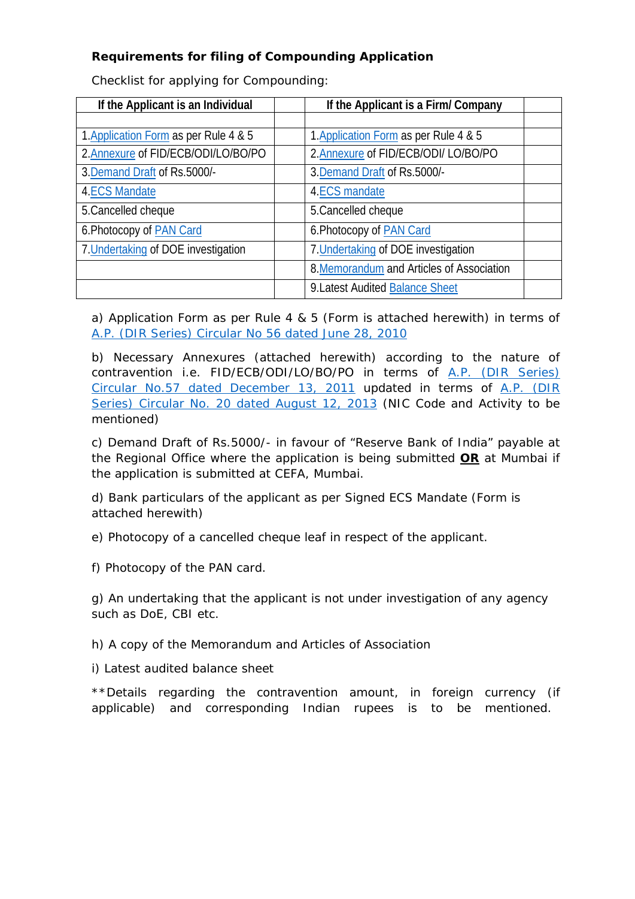**Requirements for filing of Compounding Application**

Checklist for applying for Compounding:

| If the Applicant is an Individual | | If the Applicant is a Firm/ Company | |
|---|---|---|---|
| | | | |
| 1.Application Form as per Rule 4 & 5 | | 1.Application Form as per Rule 4 & 5 | |
| 2.Annexure of FID/ECB/ODI/LO/BO/PO | | 2.Annexure of FID/ECB/ODI/ LO/BO/PO | |
| 3.Demand Draft of Rs.5000/- | | 3.Demand Draft of Rs.5000/- | |
| 4.ECS Mandate | | 4.ECS mandate | |
| 5.Cancelled cheque | | 5.Cancelled cheque | |
| 6.Photocopy of PAN Card | | 6.Photocopy of PAN Card | |
| 7.Undertaking of DOE investigation | | 7.Undertaking of DOE investigation | |
| | | 8.Memorandum and Articles of Association | |
| | | 9.Latest Audited Balance Sheet | |

a) Application Form as per Rule 4 & 5 (Form is attached herewith) in terms of A.P. (DIR Series) Circular No 56 dated June 28, 2010

b) Necessary Annexures (attached herewith) according to the nature of contravention i.e. FID/ECB/ODI/LO/BO/PO in terms of A.P. (DIR Series) Circular No.57 dated December 13, 2011 updated in terms of A.P. (DIR Series) Circular No. 20 dated August 12, 2013 (NIC Code and Activity to be mentioned)

c) Demand Draft of Rs.5000/- in favour of "Reserve Bank of India" payable at the Regional Office where the application is being submitted **OR** at Mumbai if the application is submitted at CEFA, Mumbai.

d) Bank particulars of the applicant as per Signed ECS Mandate (Form is attached herewith)

e) Photocopy of a cancelled cheque leaf in respect of the applicant.

f) Photocopy of the PAN card.

g) An undertaking that the applicant is not under investigation of any agency such as DoE, CBI etc.

h) A copy of the Memorandum and Articles of Association

i) Latest audited balance sheet

**Details regarding the contravention amount, in foreign currency (if applicable) and corresponding Indian rupees is to be mentioned.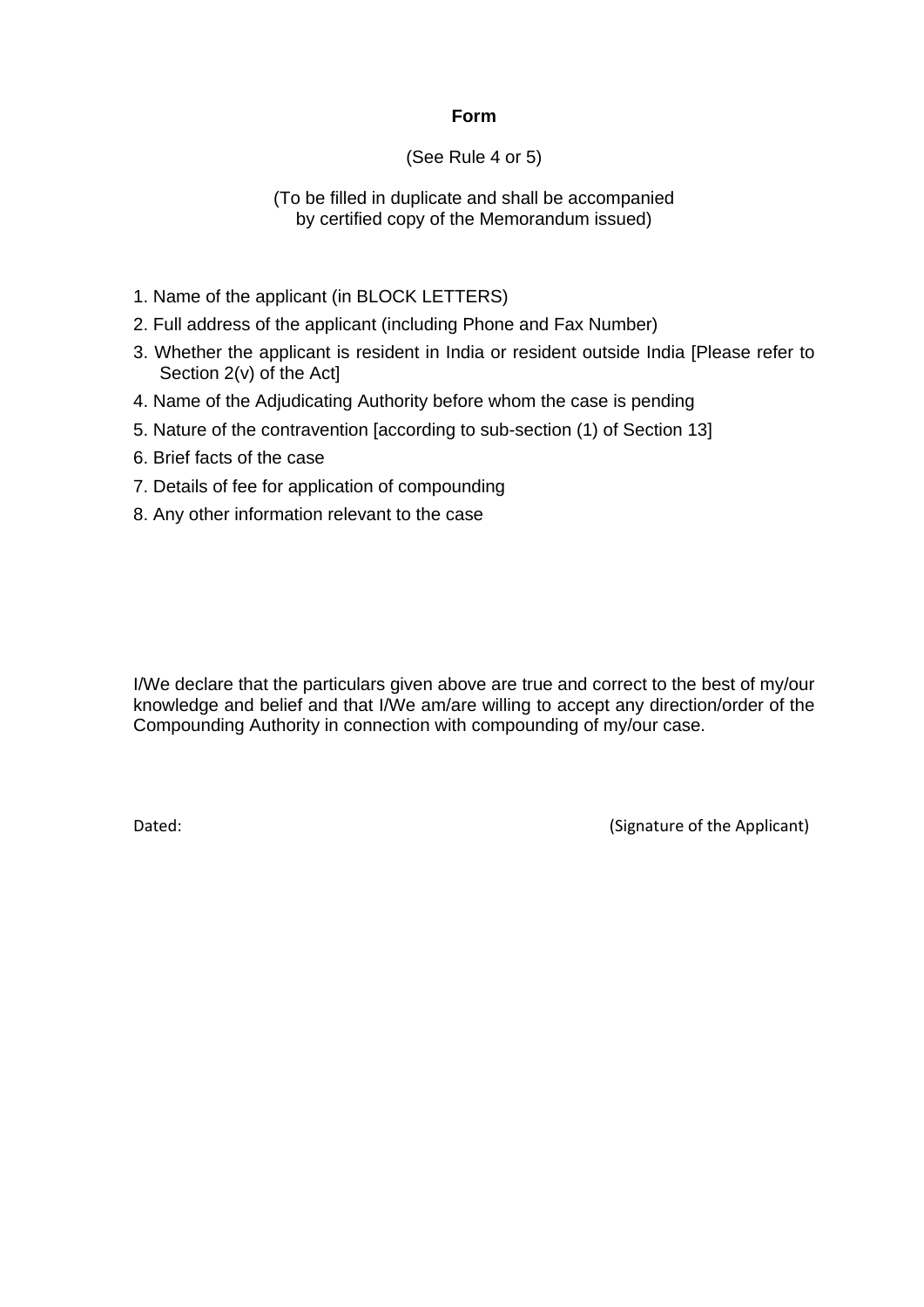# Form

(See Rule 4 or 5)

(To be filled in duplicate and shall be accompanied by certified copy of the Memorandum issued)

1. Name of the applicant (in BLOCK LETTERS)
2. Full address of the applicant (including Phone and Fax Number)
3. Whether the applicant is resident in India or resident outside India [Please refer to Section 2(v) of the Act]
4. Name of the Adjudicating Authority before whom the case is pending
5. Nature of the contravention [according to sub-section (1) of Section 13]
6. Brief facts of the case
7. Details of fee for application of compounding
8. Any other information relevant to the case

I/We declare that the particulars given above are true and correct to the best of my/our knowledge and belief and that I/We am/are willing to accept any direction/order of the Compounding Authority in connection with compounding of my/our case.

Dated: (Signature of the Applicant)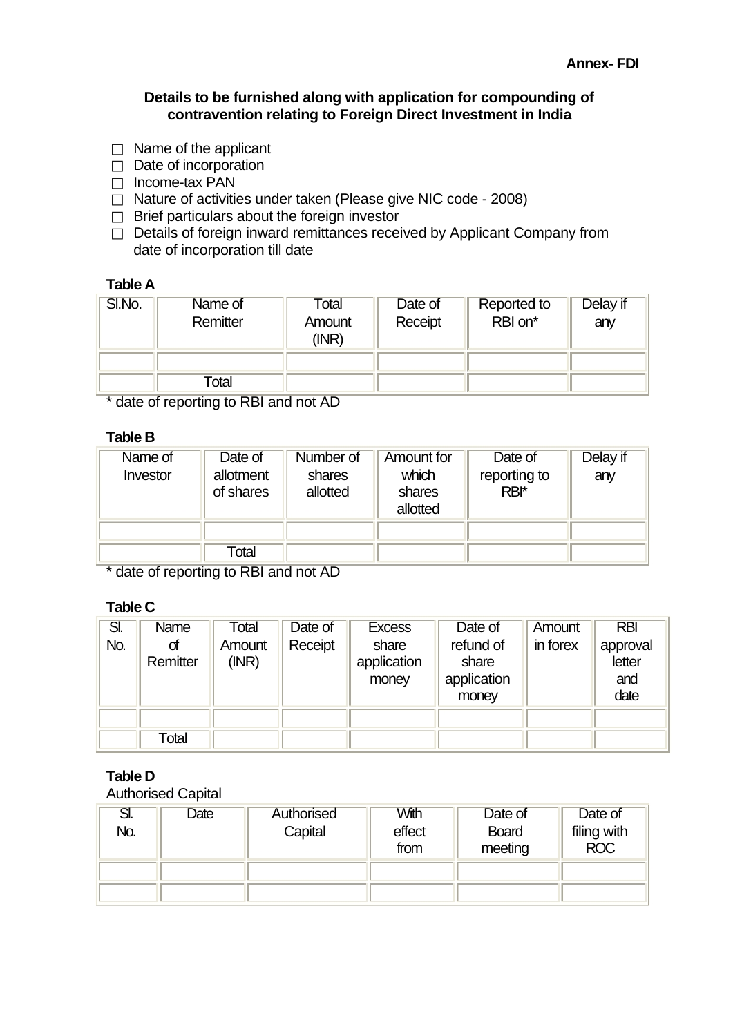**Annex- FDI**

**Details to be furnished along with application for compounding of contravention relating to Foreign Direct Investment in India**

- ☐ Name of the applicant
- ☐ Date of incorporation
- ☐ Income-tax PAN
- ☐ Nature of activities under taken (Please give NIC code - 2008)
- ☐ Brief particulars about the foreign investor
- ☐ Details of foreign inward remittances received by Applicant Company from date of incorporation till date

**Table A**

| Sl.No. | Name of Remitter | Total Amount (INR) | Date of Receipt | Reported to RBI on* | Delay if any |
|---|---|---|---|---|---|
| | | | | | |
| | Total | | | | |

* date of reporting to RBI and not AD

**Table B**

| Name of Investor | Date of allotment of shares | Number of shares allotted | Amount for which shares allotted | Date of reporting to RBI* | Delay if any |
|---|---|---|---|---|---|
| | | | | | |
| | Total | | | | |

* date of reporting to RBI and not AD

**Table C**

| Sl. No. | Name of Remitter | Total Amount (INR) | Date of Receipt | Excess share application money | Date of refund of share application money | Amount in forex | RBI approval letter and date |
|---|---|---|---|---|---|---|---|
| | | | | | | | |
| | Total | | | | | | |

**Table D**

Authorised Capital

| Sl. No. | Date | Authorised Capital | With effect from | Date of Board meeting | Date of filing with ROC |
|---|---|---|---|---|---|
| | | | | | |
| | | | | | |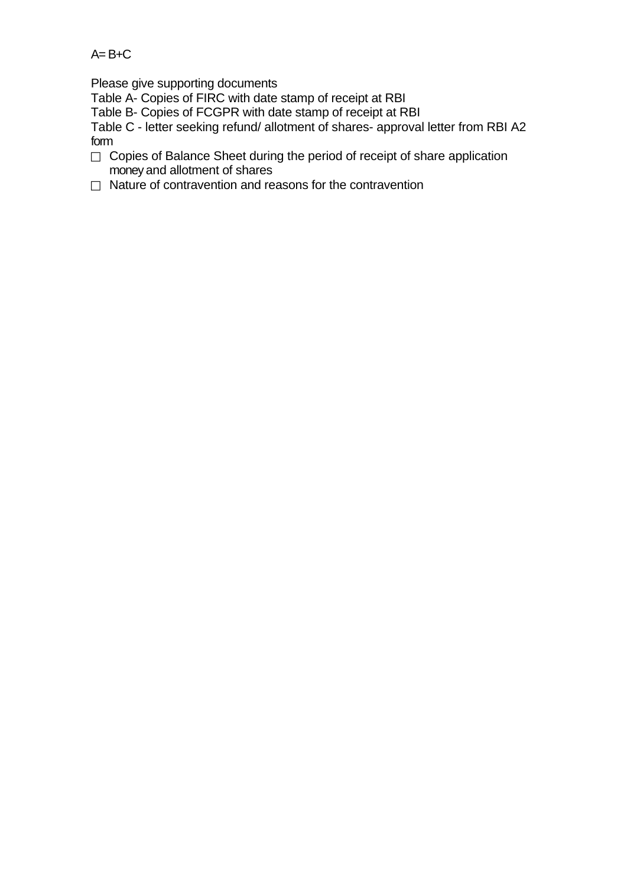A= B+C

Please give supporting documents

Table A- Copies of FIRC with date stamp of receipt at RBI

Table B- Copies of FCGPR with date stamp of receipt at RBI

Table C - letter seeking refund/ allotment of shares- approval letter from RBI A2 form

- Copies of Balance Sheet during the period of receipt of share application money and allotment of shares
- Nature of contravention and reasons for the contravention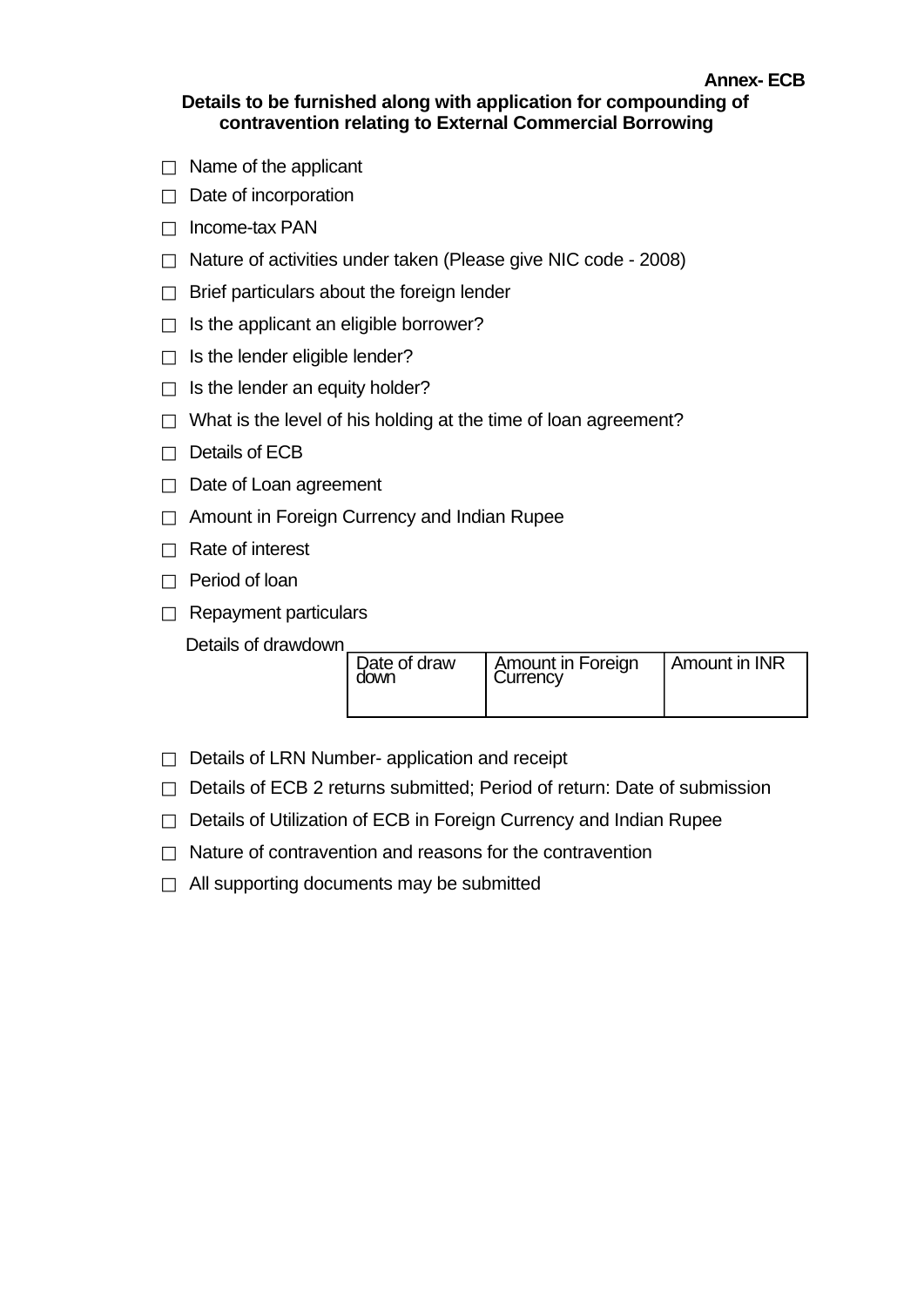**Annex- ECB**

**Details to be furnished along with application for compounding of contravention relating to External Commercial Borrowing**

- ☐ Name of the applicant
- ☐ Date of incorporation
- ☐ Income-tax PAN
- ☐ Nature of activities under taken (Please give NIC code - 2008)
- ☐ Brief particulars about the foreign lender
- ☐ Is the applicant an eligible borrower?
- ☐ Is the lender eligible lender?
- ☐ Is the lender an equity holder?
- ☐ What is the level of his holding at the time of loan agreement?
- ☐ Details of ECB
- ☐ Date of Loan agreement
- ☐ Amount in Foreign Currency and Indian Rupee
- ☐ Rate of interest
- ☐ Period of loan
- ☐ Repayment particulars

Details of drawdown

| Date of draw down | Amount in Foreign Currency | Amount in INR |
|---|---|---|
| | | |

- ☐ Details of LRN Number- application and receipt
- ☐ Details of ECB 2 returns submitted; Period of return: Date of submission
- ☐ Details of Utilization of ECB in Foreign Currency and Indian Rupee
- ☐ Nature of contravention and reasons for the contravention
- ☐ All supporting documents may be submitted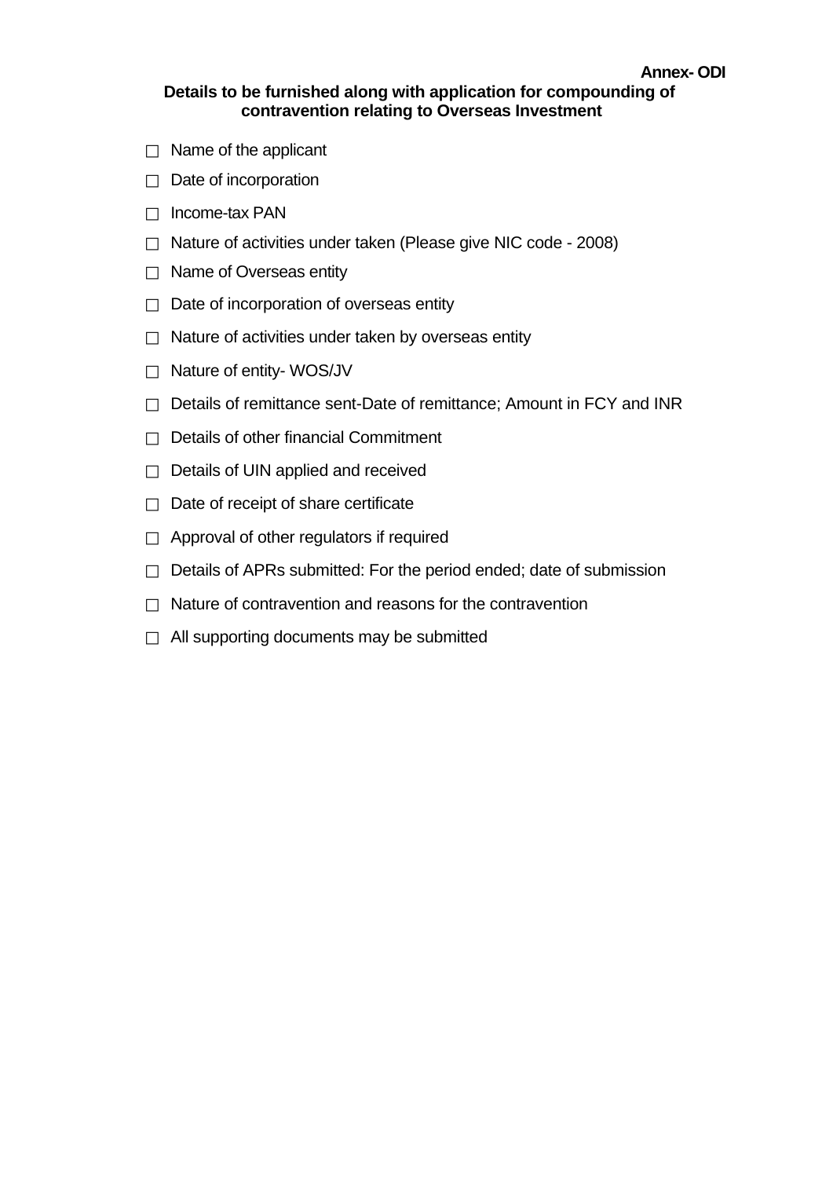**Annex- ODI**

**Details to be furnished along with application for compounding of contravention relating to Overseas Investment**

- ☐ Name of the applicant
- ☐ Date of incorporation
- ☐ Income-tax PAN
- ☐ Nature of activities under taken (Please give NIC code - 2008)
- ☐ Name of Overseas entity
- ☐ Date of incorporation of overseas entity
- ☐ Nature of activities under taken by overseas entity
- ☐ Nature of entity- WOS/JV
- ☐ Details of remittance sent-Date of remittance; Amount in FCY and INR
- ☐ Details of other financial Commitment
- ☐ Details of UIN applied and received
- ☐ Date of receipt of share certificate
- ☐ Approval of other regulators if required
- ☐ Details of APRs submitted: For the period ended; date of submission
- ☐ Nature of contravention and reasons for the contravention
- ☐ All supporting documents may be submitted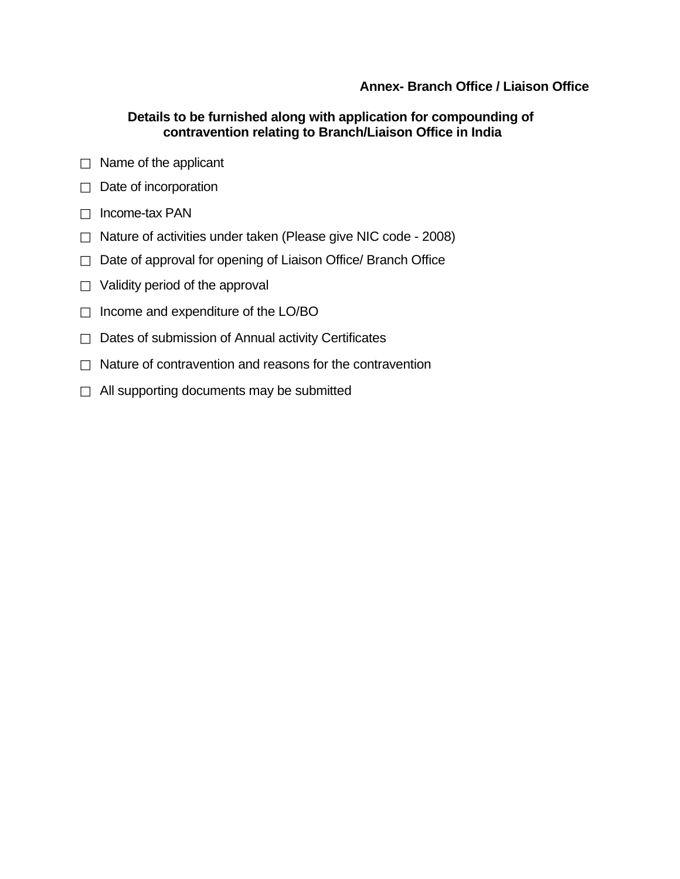**Annex- Branch Office / Liaison Office**

## Details to be furnished along with application for compounding of contravention relating to Branch/Liaison Office in India

- ☐ Name of the applicant
- ☐ Date of incorporation
- ☐ Income-tax PAN
- ☐ Nature of activities under taken (Please give NIC code - 2008)
- ☐ Date of approval for opening of Liaison Office/ Branch Office
- ☐ Validity period of the approval
- ☐ Income and expenditure of the LO/BO
- ☐ Dates of submission of Annual activity Certificates
- ☐ Nature of contravention and reasons for the contravention
- ☐ All supporting documents may be submitted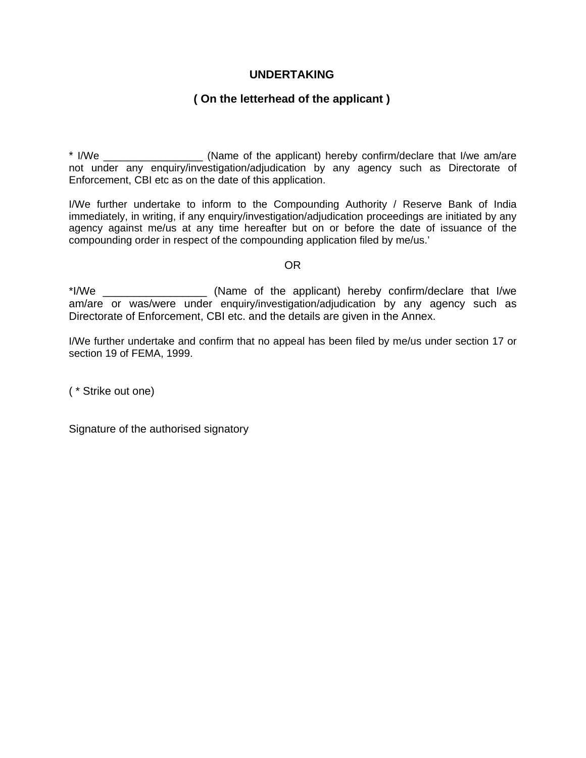**UNDERTAKING**

**( On the letterhead of the applicant )**

* I/We _________________ (Name of the applicant) hereby confirm/declare that I/we am/are not under any enquiry/investigation/adjudication by any agency such as Directorate of Enforcement, CBI etc as on the date of this application.

I/We further undertake to inform to the Compounding Authority / Reserve Bank of India immediately, in writing, if any enquiry/investigation/adjudication proceedings are initiated by any agency against me/us at any time hereafter but on or before the date of issuance of the compounding order in respect of the compounding application filed by me/us.'

OR

*I/We _________________ (Name of the applicant) hereby confirm/declare that I/we am/are or was/were under enquiry/investigation/adjudication by any agency such as Directorate of Enforcement, CBI etc. and the details are given in the Annex.

I/We further undertake and confirm that no appeal has been filed by me/us under section 17 or section 19 of FEMA, 1999.

( * Strike out one)

Signature of the authorised signatory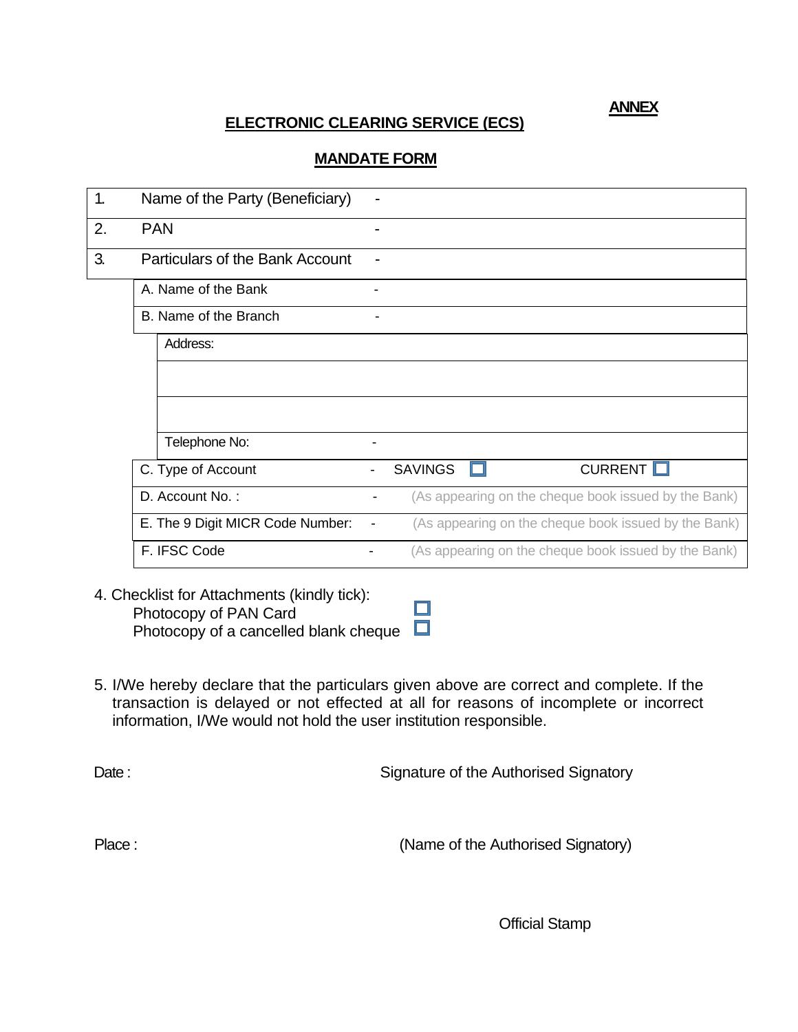**ANNEX**

**ELECTRONIC CLEARING SERVICE (ECS)**

**MANDATE FORM**

| | | | |
|---|---|---|---|
| 1. | Name of the Party (Beneficiary) | - | |
| 2. | PAN | - | |
| 3. | Particulars of the Bank Account | - | |
| | A. Name of the Bank | - | |
| | B. Name of the Branch | - | |
| | Address: | | |
| | | | |
| | | | |
| | Telephone No: | - | |
| | C. Type of Account | - | SAVINGS ☐ CURRENT ☐ |
| | D. Account No. : | - | (As appearing on the cheque book issued by the Bank) |
| | E. The 9 Digit MICR Code Number: | - | (As appearing on the cheque book issued by the Bank) |
| | F. IFSC Code | - | (As appearing on the cheque book issued by the Bank) |

4. Checklist for Attachments (kindly tick):
   - Photocopy of PAN Card ☐
   - Photocopy of a cancelled blank cheque ☐

5. I/We hereby declare that the particulars given above are correct and complete. If the transaction is delayed or not effected at all for reasons of incomplete or incorrect information, I/We would not hold the user institution responsible.

Date : Signature of the Authorised Signatory

Place : (Name of the Authorised Signatory)

Official Stamp